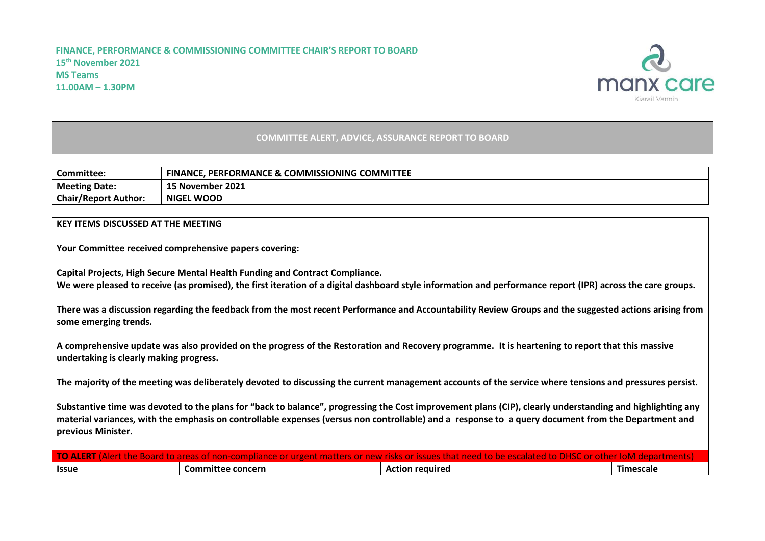**FINANCE, PERFORMANCE & COMMISSIONING COMMITTEE CHAIR'S REPORT TO BOARD**
**15th November 2021**
**MS Teams**
**11.00AM – 1.30PM**

manx care
Kiarail Vannin

## COMMITTEE ALERT, ADVICE, ASSURANCE REPORT TO BOARD

| **Committee:** | **FINANCE, PERFORMANCE & COMMISSIONING COMMITTEE** |
|---|---|
| **Meeting Date:** | **15 November 2021** |
| **Chair/Report Author:** | **NIGEL WOOD** |

**KEY ITEMS DISCUSSED AT THE MEETING**

**Your Committee received comprehensive papers covering:**

**Capital Projects, High Secure Mental Health Funding and Contract Compliance.**
**We were pleased to receive (as promised), the first iteration of a digital dashboard style information and performance report (IPR) across the care groups.**

**There was a discussion regarding the feedback from the most recent Performance and Accountability Review Groups and the suggested actions arising from some emerging trends.**

**A comprehensive update was also provided on the progress of the Restoration and Recovery programme. It is heartening to report that this massive undertaking is clearly making progress.**

**The majority of the meeting was deliberately devoted to discussing the current management accounts of the service where tensions and pressures persist.**

**Substantive time was devoted to the plans for "back to balance", progressing the Cost improvement plans (CIP), clearly understanding and highlighting any material variances, with the emphasis on controllable expenses (versus non controllable) and a response to a query document from the Department and previous Minister.**

**TO ALERT** (Alert the Board to areas of non-compliance or urgent matters or new risks or issues that need to be escalated to DHSC or other IoM departments)

| **Issue** | **Committee concern** | **Action required** | **Timescale** |
|---|---|---|---|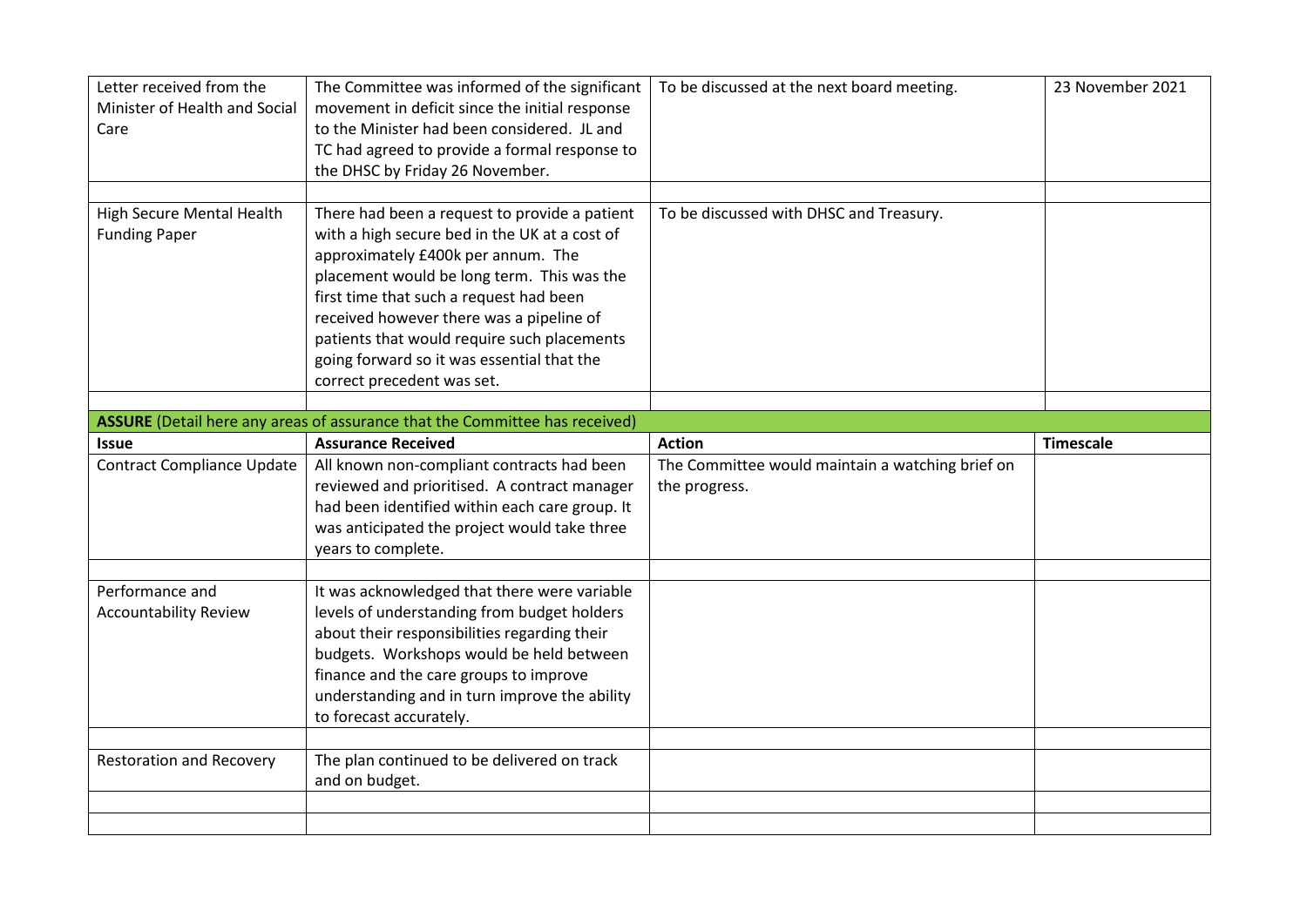| | | | |
|---|---|---|---|
| Letter received from the Minister of Health and Social Care | The Committee was informed of the significant movement in deficit since the initial response to the Minister had been considered. JL and TC had agreed to provide a formal response to the DHSC by Friday 26 November. | To be discussed at the next board meeting. | 23 November 2021 |
| | | | |
| High Secure Mental Health Funding Paper | There had been a request to provide a patient with a high secure bed in the UK at a cost of approximately £400k per annum. The placement would be long term. This was the first time that such a request had been received however there was a pipeline of patients that would require such placements going forward so it was essential that the correct precedent was set. | To be discussed with DHSC and Treasury. | |
| | | | |
| **ASSURE** (Detail here any areas of assurance that the Committee has received) | | | |
| **Issue** | **Assurance Received** | **Action** | **Timescale** |
| Contract Compliance Update | All known non-compliant contracts had been reviewed and prioritised. A contract manager had been identified within each care group. It was anticipated the project would take three years to complete. | The Committee would maintain a watching brief on the progress. | |
| | | | |
| Performance and Accountability Review | It was acknowledged that there were variable levels of understanding from budget holders about their responsibilities regarding their budgets. Workshops would be held between finance and the care groups to improve understanding and in turn improve the ability to forecast accurately. | | |
| | | | |
| Restoration and Recovery | The plan continued to be delivered on track and on budget. | | |
| | | | |
| | | | |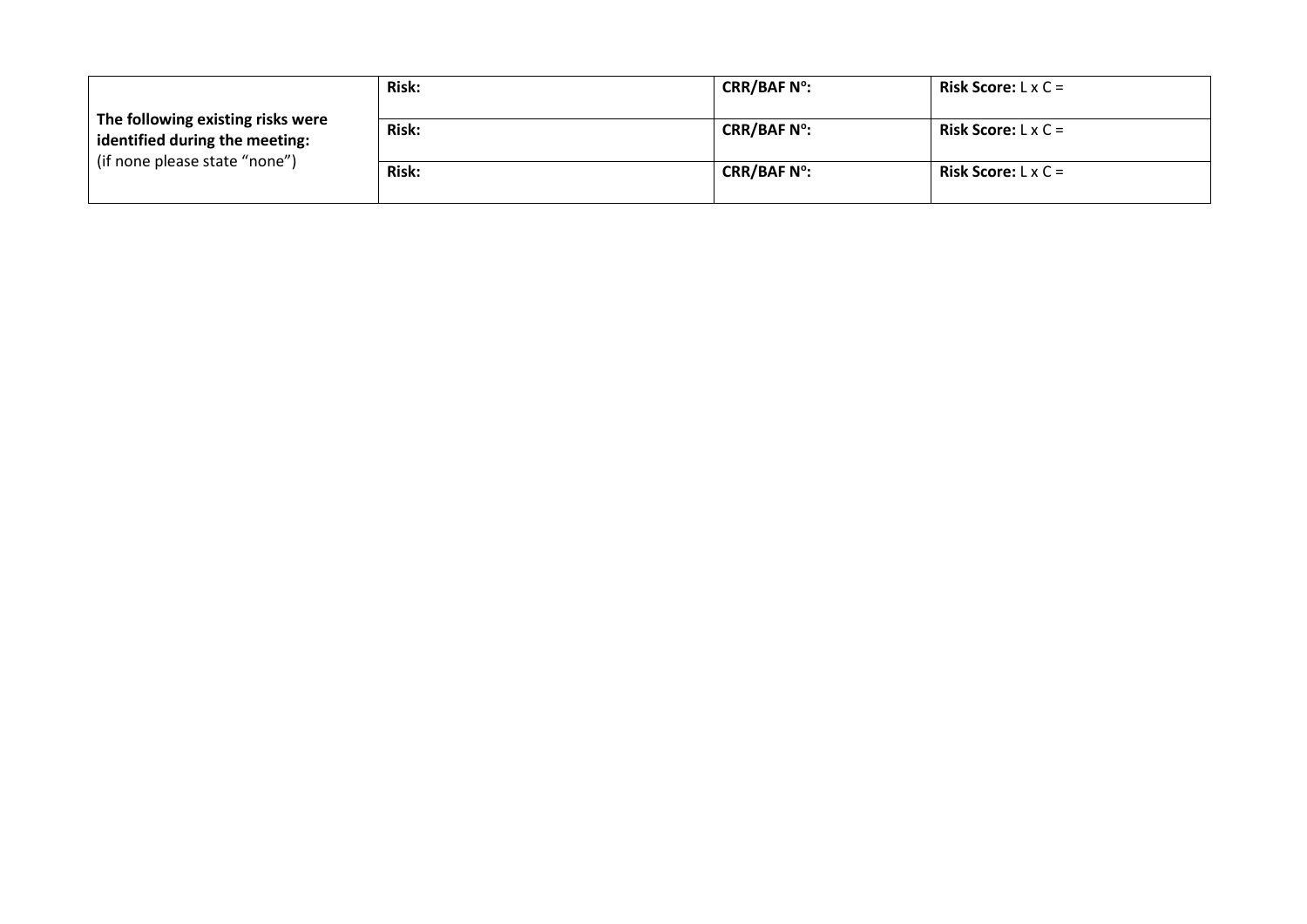| | | | |
|---|---|---|---|
| **The following existing risks were identified during the meeting:** (if none please state "none") | **Risk:** | **CRR/BAF Nº:** | **Risk Score:** L x C = |
| | **Risk:** | **CRR/BAF Nº:** | **Risk Score:** L x C = |
| | **Risk:** | **CRR/BAF Nº:** | **Risk Score:** L x C = |